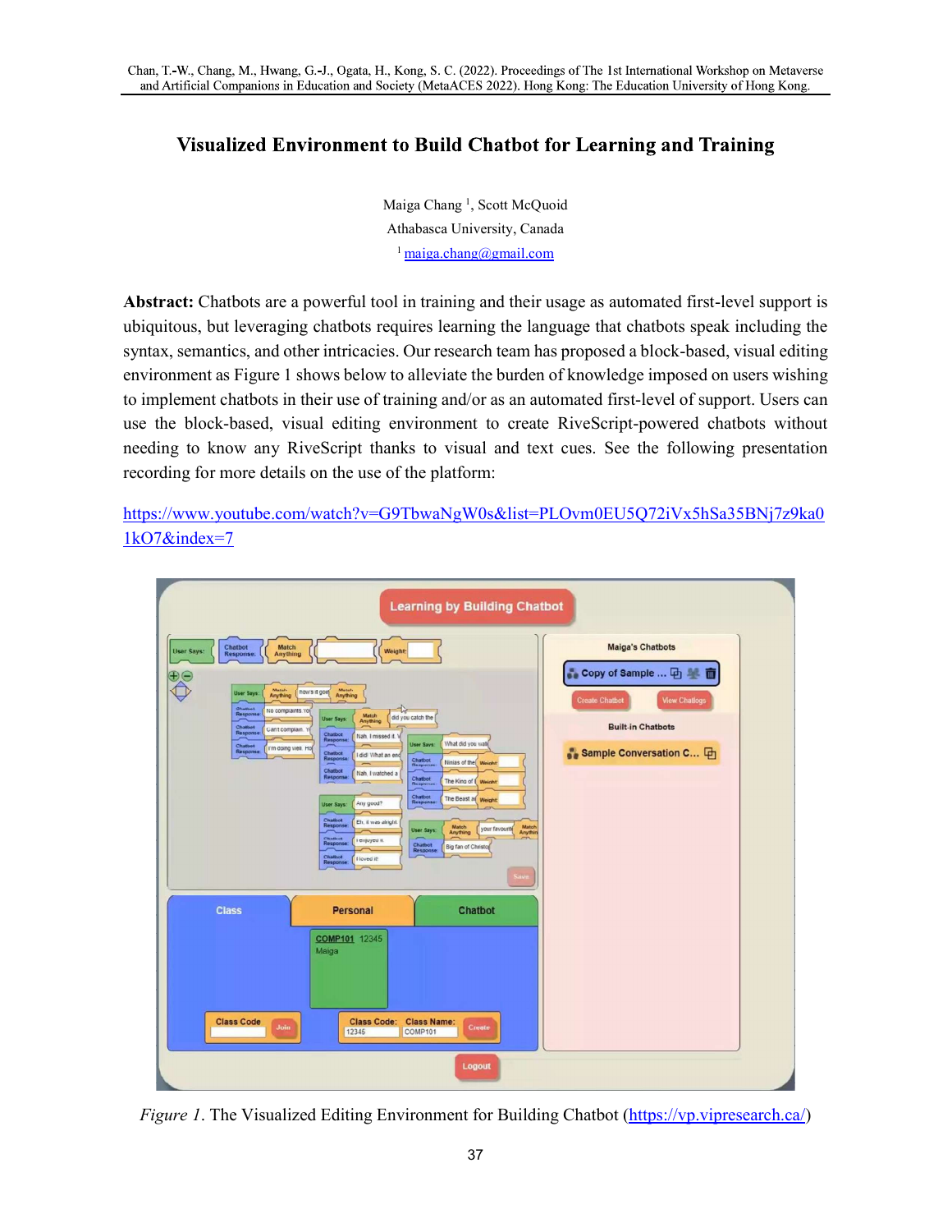# Visualized Environment to Build Chatbot for Learning and Training

Maiga Chang [1], Scott McQuoid

Athabasca University, Canada

[1] maiga.chang@gmail.com

**Abstract:** Chatbots are a powerful tool in training and their usage as automated first-level support is ubiquitous, but leveraging chatbots requires learning the language that chatbots speak including the syntax, semantics, and other intricacies. Our research team has proposed a block-based, visual editing environment as Figure 1 shows below to alleviate the burden of knowledge imposed on users wishing to implement chatbots in their use of training and/or as an automated first-level of support. Users can use the block-based, visual editing environment to create RiveScript-powered chatbots without needing to know any RiveScript thanks to visual and text cues. See the following presentation recording for more details on the use of the platform:

https://www.youtube.com/watch?v=G9TbwaNgW0s&list=PLOvm0EU5Q72iVx5hSa35BNj7z9ka01kO7&index=7

*Figure 1*. The Visualized Editing Environment for Building Chatbot (https://vp.vipresearch.ca/)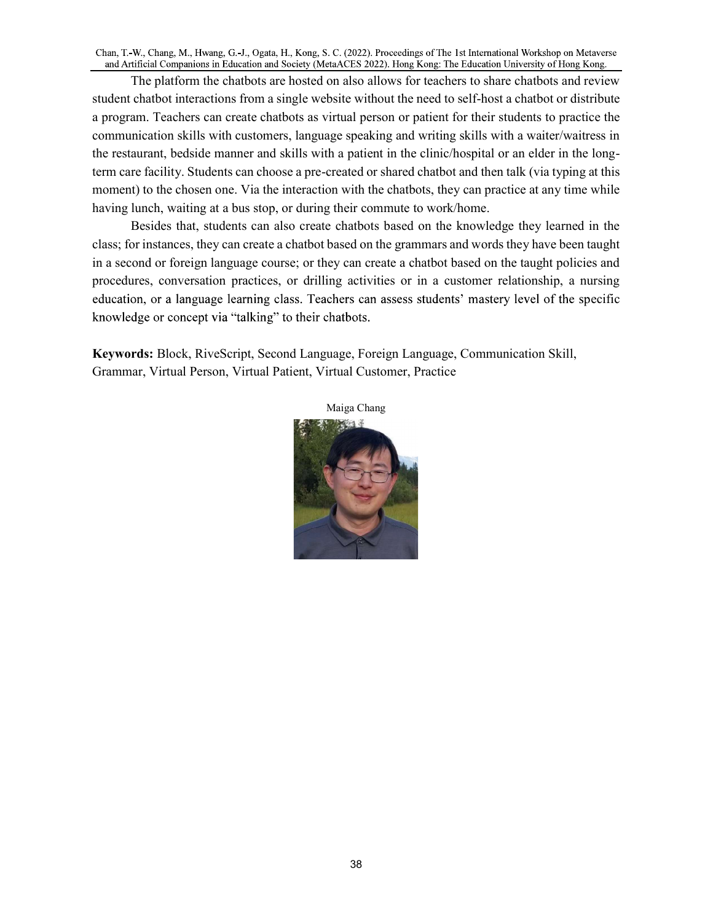The platform the chatbots are hosted on also allows for teachers to share chatbots and review student chatbot interactions from a single website without the need to self-host a chatbot or distribute a program. Teachers can create chatbots as virtual person or patient for their students to practice the communication skills with customers, language speaking and writing skills with a waiter/waitress in the restaurant, bedside manner and skills with a patient in the clinic/hospital or an elder in the long-term care facility. Students can choose a pre-created or shared chatbot and then talk (via typing at this moment) to the chosen one. Via the interaction with the chatbots, they can practice at any time while having lunch, waiting at a bus stop, or during their commute to work/home.

Besides that, students can also create chatbots based on the knowledge they learned in the class; for instances, they can create a chatbot based on the grammars and words they have been taught in a second or foreign language course; or they can create a chatbot based on the taught policies and procedures, conversation practices, or drilling activities or in a customer relationship, a nursing education, or a language learning class. Teachers can assess students' mastery level of the specific knowledge or concept via "talking" to their chatbots.

**Keywords:** Block, RiveScript, Second Language, Foreign Language, Communication Skill, Grammar, Virtual Person, Virtual Patient, Virtual Customer, Practice

Maiga Chang